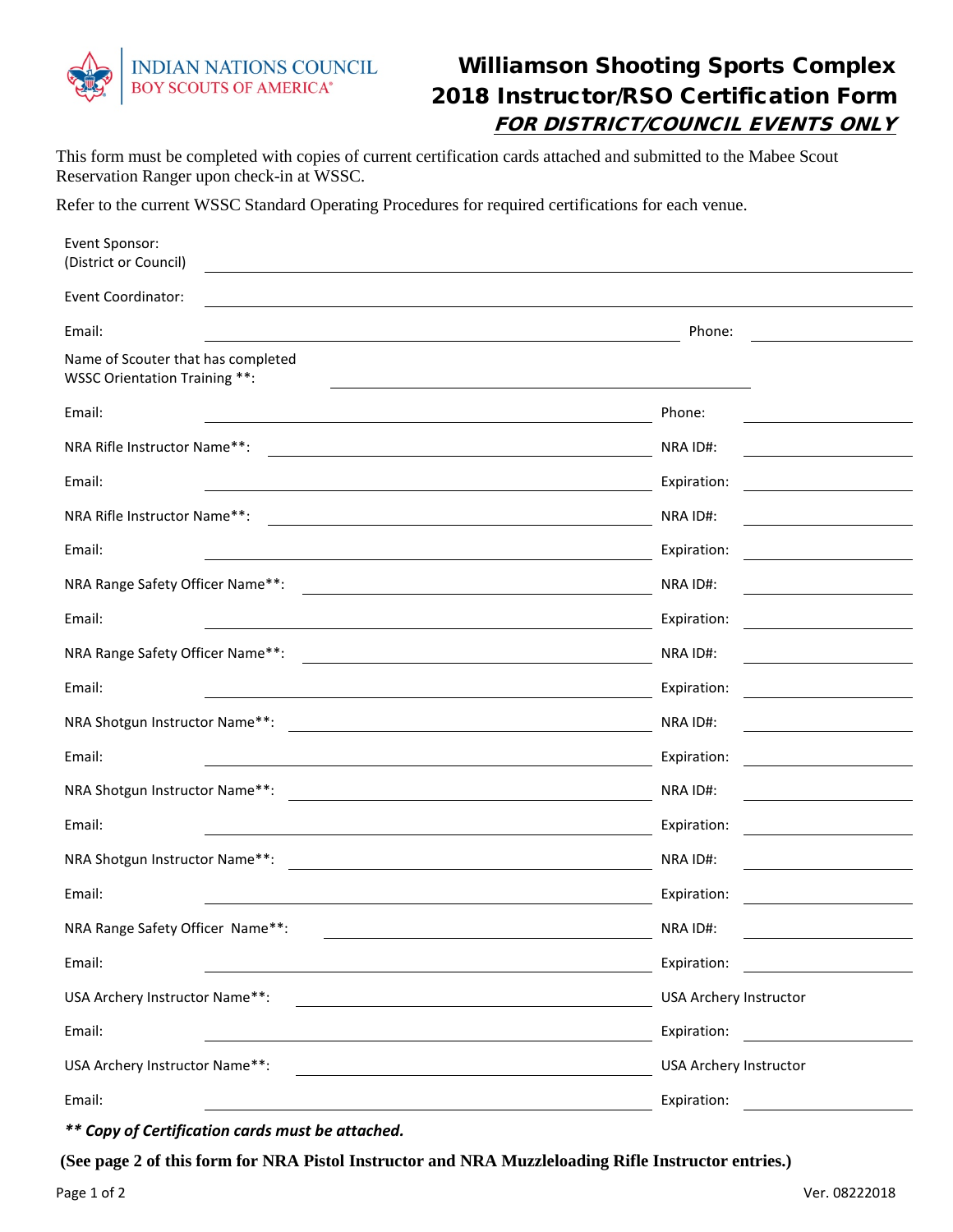INDIAN NATIONS COUNCIL
BOY SCOUTS OF AMERICA®

# Williamson Shooting Sports Complex
# 2018 Instructor/RSO Certification Form
## ***FOR DISTRICT/COUNCIL EVENTS ONLY***

This form must be completed with copies of current certification cards attached and submitted to the Mabee Scout Reservation Ranger upon check-in at WSSC.

Refer to the current WSSC Standard Operating Procedures for required certifications for each venue.

Event Sponsor:
(District or Council) ______________________________

Event Coordinator: ______________________________

Email: ______________________________ Phone: ______________

Name of Scouter that has completed
WSSC Orientation Training **: ______________________________

Email: ______________________________ Phone: ______________

NRA Rifle Instructor Name**: ______________________________ NRA ID#: ______________

Email: ______________________________ Expiration: ______________

NRA Rifle Instructor Name**: ______________________________ NRA ID#: ______________

Email: ______________________________ Expiration: ______________

NRA Range Safety Officer Name**: ______________________________ NRA ID#: ______________

Email: ______________________________ Expiration: ______________

NRA Range Safety Officer Name**: ______________________________ NRA ID#: ______________

Email: ______________________________ Expiration: ______________

NRA Shotgun Instructor Name**: ______________________________ NRA ID#: ______________

Email: ______________________________ Expiration: ______________

NRA Shotgun Instructor Name**: ______________________________ NRA ID#: ______________

Email: ______________________________ Expiration: ______________

NRA Shotgun Instructor Name**: ______________________________ NRA ID#: ______________

Email: ______________________________ Expiration: ______________

NRA Range Safety Officer Name**: ______________________________ NRA ID#: ______________

Email: ______________________________ Expiration: ______________

USA Archery Instructor Name**: ______________________________ USA Archery Instructor

Email: ______________________________ Expiration: ______________

USA Archery Instructor Name**: ______________________________ USA Archery Instructor

Email: ______________________________ Expiration: ______________

***\*\* Copy of Certification cards must be attached.***

**(See page 2 of this form for NRA Pistol Instructor and NRA Muzzleloading Rifle Instructor entries.)**

Ver. 08222018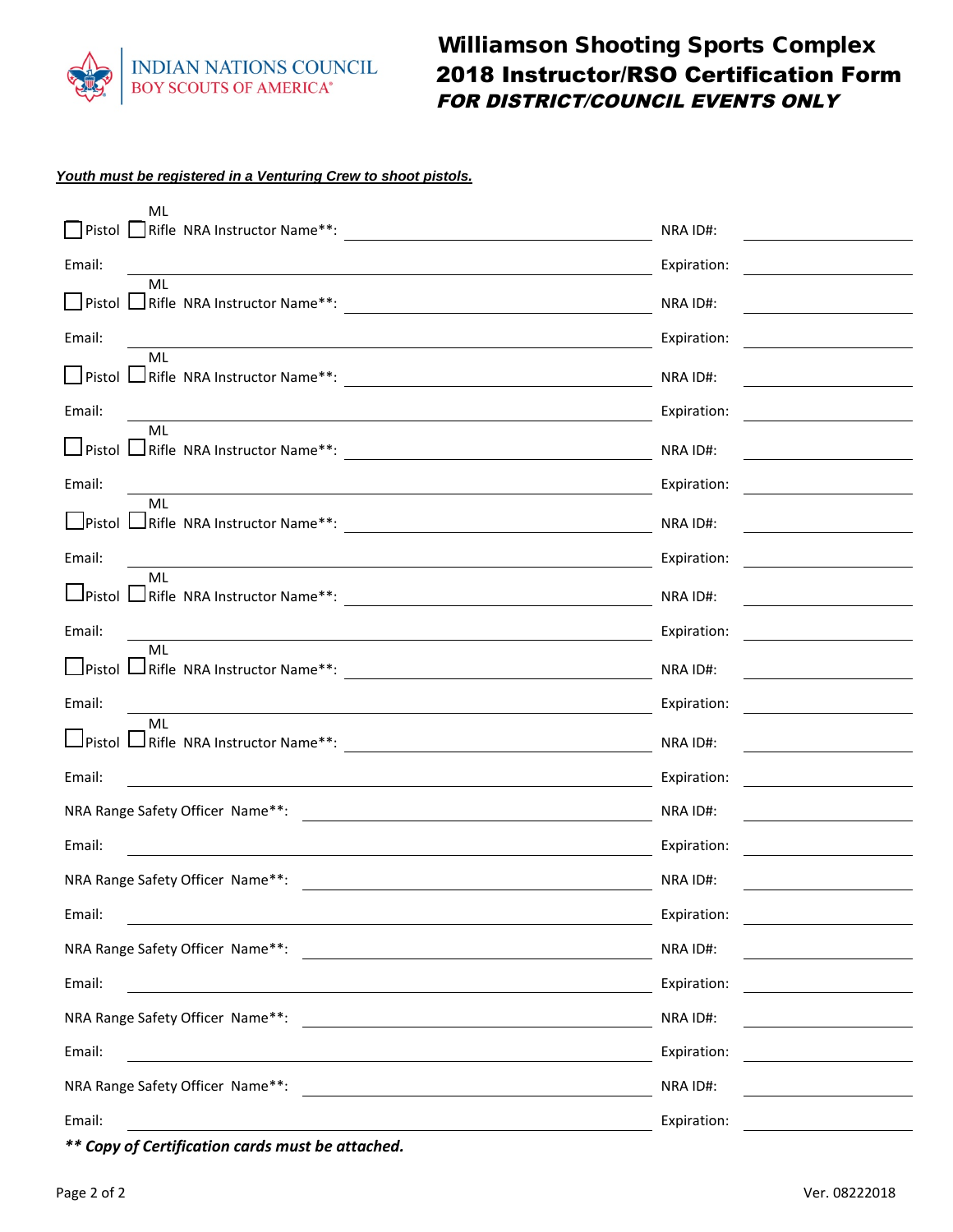INDIAN NATIONS COUNCIL
BOY SCOUTS OF AMERICA®

# Williamson Shooting Sports Complex
# 2018 Instructor/RSO Certification Form
***FOR DISTRICT/COUNCIL EVENTS ONLY***

***Youth must be registered in a Venturing Crew to shoot pistols.***

☐ Pistol ☐ ML Rifle NRA Instructor Name**: ______________________ NRA ID#: ____________

Email: ______________________ Expiration: ____________

☐ Pistol ☐ ML Rifle NRA Instructor Name**: ______________________ NRA ID#: ____________

Email: ______________________ Expiration: ____________

☐ Pistol ☐ ML Rifle NRA Instructor Name**: ______________________ NRA ID#: ____________

Email: ______________________ Expiration: ____________

☐ Pistol ☐ ML Rifle NRA Instructor Name**: ______________________ NRA ID#: ____________

Email: ______________________ Expiration: ____________

☐ Pistol ☐ ML Rifle NRA Instructor Name**: ______________________ NRA ID#: ____________

Email: ______________________ Expiration: ____________

☐ Pistol ☐ ML Rifle NRA Instructor Name**: ______________________ NRA ID#: ____________

Email: ______________________ Expiration: ____________

☐ Pistol ☐ ML Rifle NRA Instructor Name**: ______________________ NRA ID#: ____________

Email: ______________________ Expiration: ____________

☐ Pistol ☐ ML Rifle NRA Instructor Name**: ______________________ NRA ID#: ____________

Email: ______________________ Expiration: ____________

NRA Range Safety Officer Name**: ______________________ NRA ID#: ____________

Email: ______________________ Expiration: ____________

NRA Range Safety Officer Name**: ______________________ NRA ID#: ____________

Email: ______________________ Expiration: ____________

NRA Range Safety Officer Name**: ______________________ NRA ID#: ____________

Email: ______________________ Expiration: ____________

NRA Range Safety Officer Name**: ______________________ NRA ID#: ____________

Email: ______________________ Expiration: ____________

NRA Range Safety Officer Name**: ______________________ NRA ID#: ____________

Email: ______________________ Expiration: ____________

***** Copy of Certification cards must be attached.***

Ver. 08222018